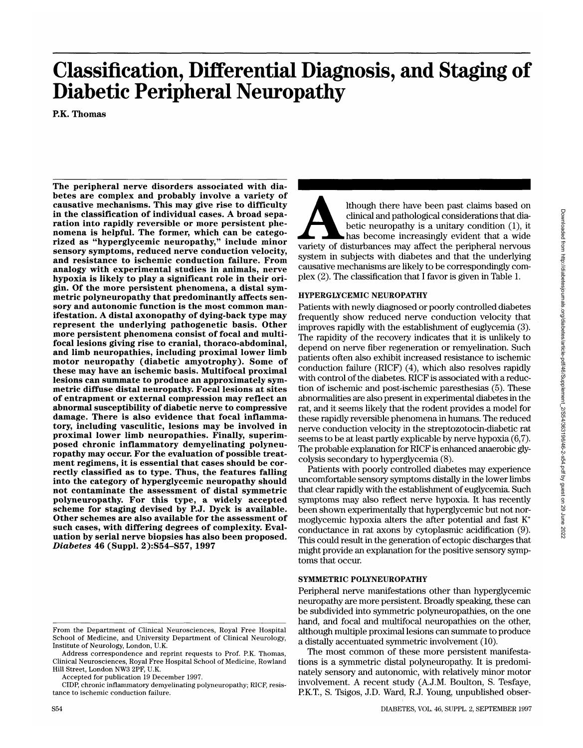# Classification, Differential Diagnosis, and Staging of Diabetic Peripheral Neuropathy

P.K. Thomas

**The peripheral nerve disorders associated with diabetes are complex and probably involve a variety of causative mechanisms. This may give rise to difficulty in the classification of individual cases. A broad separation into rapidly reversible or more persistent phenomena is helpful. The former, which can be categorized as "hyperglycemic neuropathy," include minor sensory symptoms, reduced nerve conduction velocity, and resistance to ischemic conduction failure. From analogy with experimental studies in animals, nerve hypoxia is likely to play a significant role in their origin. Of the more persistent phenomena, a distal symmetric polyneuropathy that predominantly affects sensory and autonomic function is the most common manifestation. A distal axonopathy of dying-back type may represent the underlying pathogenetic basis. Other more persistent phenomena consist of focal and multifocal lesions giving rise to cranial, thoraco-abdominal, and limb neuropathies, including proximal lower limb motor neuropathy (diabetic amyotrophy). Some of these may have an ischemic basis. Multifocal proximal lesions can summate to produce an approximately symmetric diffuse distal neuropathy. Focal lesions at sites of entrapment or external compression may reflect an abnormal susceptibility of diabetic nerve to compressive damage. There is also evidence that focal inflammatory, including vasculitic, lesions may be involved in proximal lower limb neuropathies. Finally, superimposed chronic inflammatory demyelinating polyneuropathy may occur. For the evaluation of possible treatment regimens, it is essential that cases should be correctly classified as to type. Thus, the features falling into the category of hyperglycemic neuropathy should not contaminate the assessment of distal symmetric polyneuropathy. For this type, a widely accepted scheme for staging devised by P.J. Dyck is available. Other schemes are also available for the assessment of such cases, with differing degrees of complexity. Evaluation by serial nerve biopsies has also been proposed.** ***Diabetes* 46 (Suppl. 2):S54–S57, 1997**

From the Department of Clinical Neurosciences, Royal Free Hospital School of Medicine, and University Department of Clinical Neurology, Institute of Neurology, London, U.K.

Address correspondence and reprint requests to Prof. P.K. Thomas, Clinical Neurosciences, Royal Free Hospital School of Medicine, Rowland Hill Street, London NW3 2PF, U.K.

Accepted for publication 19 December 1997.

CIDP, chronic inflammatory demyelinating polyneuropathy; RICF, resistance to ischemic conduction failure.

Although there have been past claims based on clinical and pathological considerations that diabetic neuropathy is a unitary condition (1), it has become increasingly evident that a wide variety of disturbances may affect the peripheral nervous system in subjects with diabetes and that the underlying causative mechanisms are likely to be correspondingly complex (2). The classification that I favor is given in Table 1.

## HYPERGLYCEMIC NEUROPATHY

Patients with newly diagnosed or poorly controlled diabetes frequently show reduced nerve conduction velocity that improves rapidly with the establishment of euglycemia (3). The rapidity of the recovery indicates that it is unlikely to depend on nerve fiber regeneration or remyelination. Such patients often also exhibit increased resistance to ischemic conduction failure (RICF) (4), which also resolves rapidly with control of the diabetes. RICF is associated with a reduction of ischemic and post-ischemic paresthesias (5). These abnormalities are also present in experimental diabetes in the rat, and it seems likely that the rodent provides a model for these rapidly reversible phenomena in humans. The reduced nerve conduction velocity in the streptozotocin-diabetic rat seems to be at least partly explicable by nerve hypoxia (6,7). The probable explanation for RICF is enhanced anaerobic glycolysis secondary to hyperglycemia (8).

Patients with poorly controlled diabetes may experience uncomfortable sensory symptoms distally in the lower limbs that clear rapidly with the establishment of euglycemia. Such symptoms may also reflect nerve hypoxia. It has recently been shown experimentally that hyperglycemic but not normoglycemic hypoxia alters the after potential and fast $K^+$ conductance in rat axons by cytoplasmic acidification (9). This could result in the generation of ectopic discharges that might provide an explanation for the positive sensory symptoms that occur.

## SYMMETRIC POLYNEUROPATHY

Peripheral nerve manifestations other than hyperglycemic neuropathy are more persistent. Broadly speaking, these can be subdivided into symmetric polyneuropathies, on the one hand, and focal and multifocal neuropathies on the other, although multiple proximal lesions can summate to produce a distally accentuated symmetric involvement (10).

The most common of these more persistent manifestations is a symmetric distal polyneuropathy. It is predominately sensory and autonomic, with relatively minor motor involvement. A recent study (A.J.M. Boulton, S. Tesfaye, P.K.T., S. Tsigos, J.D. Ward, R.J. Young, unpublished obser-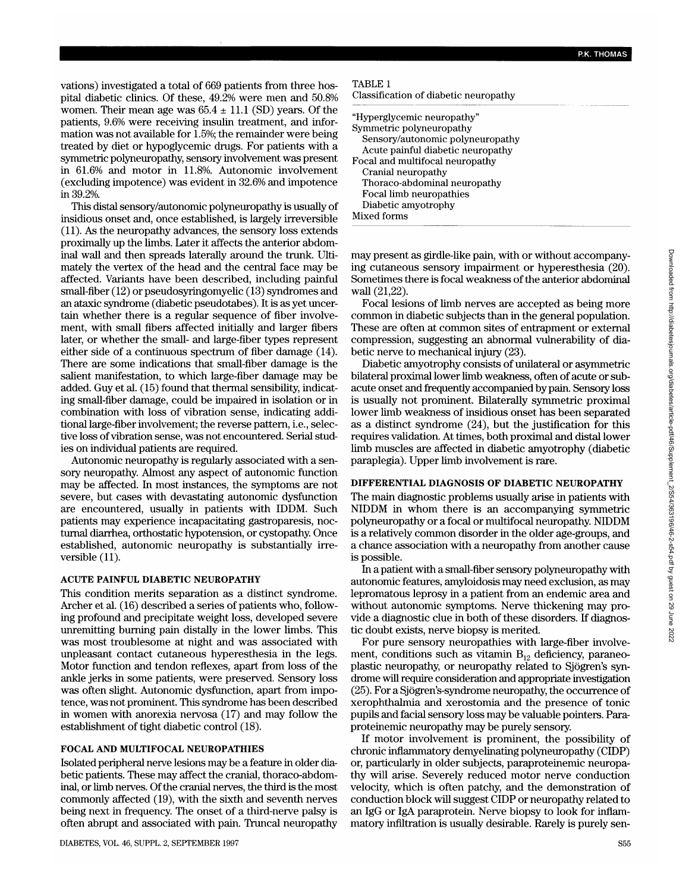vations) investigated a total of 669 patients from three hospital diabetic clinics. Of these, 49.2% were men and 50.8% women. Their mean age was 65.4 ± 11.1 (SD) years. Of the patients, 9.6% were receiving insulin treatment, and information was not available for 1.5%; the remainder were being treated by diet or hypoglycemic drugs. For patients with a symmetric polyneuropathy, sensory involvement was present in 61.6% and motor in 11.8%. Autonomic involvement (excluding impotence) was evident in 32.6% and impotence in 39.2%.

This distal sensory/autonomic polyneuropathy is usually of insidious onset and, once established, is largely irreversible (11). As the neuropathy advances, the sensory loss extends proximally up the limbs. Later it affects the anterior abdominal wall and then spreads laterally around the trunk. Ultimately the vertex of the head and the central face may be affected. Variants have been described, including painful small-fiber (12) or pseudosyringomyelic (13) syndromes and an ataxic syndrome (diabetic pseudotabes). It is as yet uncertain whether there is a regular sequence of fiber involvement, with small fibers affected initially and larger fibers later, or whether the small- and large-fiber types represent either side of a continuous spectrum of fiber damage (14). There are some indications that small-fiber damage is the salient manifestation, to which large-fiber damage may be added. Guy et al. (15) found that thermal sensibility, indicating small-fiber damage, could be impaired in isolation or in combination with loss of vibration sense, indicating additional large-fiber involvement; the reverse pattern, i.e., selective loss of vibration sense, was not encountered. Serial studies on individual patients are required.

Autonomic neuropathy is regularly associated with a sensory neuropathy. Almost any aspect of autonomic function may be affected. In most instances, the symptoms are not severe, but cases with devastating autonomic dysfunction are encountered, usually in patients with IDDM. Such patients may experience incapacitating gastroparesis, nocturnal diarrhea, orthostatic hypotension, or cystopathy. Once established, autonomic neuropathy is substantially irreversible (11).

## ACUTE PAINFUL DIABETIC NEUROPATHY

This condition merits separation as a distinct syndrome. Archer et al. (16) described a series of patients who, following profound and precipitate weight loss, developed severe unremitting burning pain distally in the lower limbs. This was most troublesome at night and was associated with unpleasant contact cutaneous hyperesthesia in the legs. Motor function and tendon reflexes, apart from loss of the ankle jerks in some patients, were preserved. Sensory loss was often slight. Autonomic dysfunction, apart from impotence, was not prominent. This syndrome has been described in women with anorexia nervosa (17) and may follow the establishment of tight diabetic control (18).

## FOCAL AND MULTIFOCAL NEUROPATHIES

Isolated peripheral nerve lesions may be a feature in older diabetic patients. These may affect the cranial, thoraco-abdominal, or limb nerves. Of the cranial nerves, the third is the most commonly affected (19), with the sixth and seventh nerves being next in frequency. The onset of a third-nerve palsy is often abrupt and associated with pain. Truncal neuropathy may present as girdle-like pain, with or without accompanying cutaneous sensory impairment or hyperesthesia (20). Sometimes there is focal weakness of the anterior abdominal wall (21,22).

TABLE 1
Classification of diabetic neuropathy

| |
|---|
| "Hyperglycemic neuropathy" |
| Symmetric polyneuropathy |
| Sensory/autonomic polyneuropathy |
| Acute painful diabetic neuropathy |
| Focal and multifocal neuropathy |
| Cranial neuropathy |
| Thoraco-abdominal neuropathy |
| Focal limb neuropathies |
| Diabetic amyotrophy |
| Mixed forms |

Focal lesions of limb nerves are accepted as being more common in diabetic subjects than in the general population. These are often at common sites of entrapment or external compression, suggesting an abnormal vulnerability of diabetic nerve to mechanical injury (23).

Diabetic amyotrophy consists of unilateral or asymmetric bilateral proximal lower limb weakness, often of acute or subacute onset and frequently accompanied by pain. Sensory loss is usually not prominent. Bilaterally symmetric proximal lower limb weakness of insidious onset has been separated as a distinct syndrome (24), but the justification for this requires validation. At times, both proximal and distal lower limb muscles are affected in diabetic amyotrophy (diabetic paraplegia). Upper limb involvement is rare.

## DIFFERENTIAL DIAGNOSIS OF DIABETIC NEUROPATHY

The main diagnostic problems usually arise in patients with NIDDM in whom there is an accompanying symmetric polyneuropathy or a focal or multifocal neuropathy. NIDDM is a relatively common disorder in the older age-groups, and a chance association with a neuropathy from another cause is possible.

In a patient with a small-fiber sensory polyneuropathy with autonomic features, amyloidosis may need exclusion, as may lepromatous leprosy in a patient from an endemic area and without autonomic symptoms. Nerve thickening may provide a diagnostic clue in both of these disorders. If diagnostic doubt exists, nerve biopsy is merited.

For pure sensory neuropathies with large-fiber involvement, conditions such as vitamin $B_{12}$ deficiency, paraneoplastic neuropathy, or neuropathy related to Sjögren's syndrome will require consideration and appropriate investigation (25). For a Sjögren's-syndrome neuropathy, the occurrence of xerophthalmia and xerostomia and the presence of tonic pupils and facial sensory loss may be valuable pointers. Paraproteinemic neuropathy may be purely sensory.

If motor involvement is prominent, the possibility of chronic inflammatory demyelinating polyneuropathy (CIDP) or, particularly in older subjects, paraproteinemic neuropathy will arise. Severely reduced motor nerve conduction velocity, which is often patchy, and the demonstration of conduction block will suggest CIDP or neuropathy related to an IgG or IgA paraprotein. Nerve biopsy to look for inflammatory infiltration is usually desirable. Rarely is purely sen-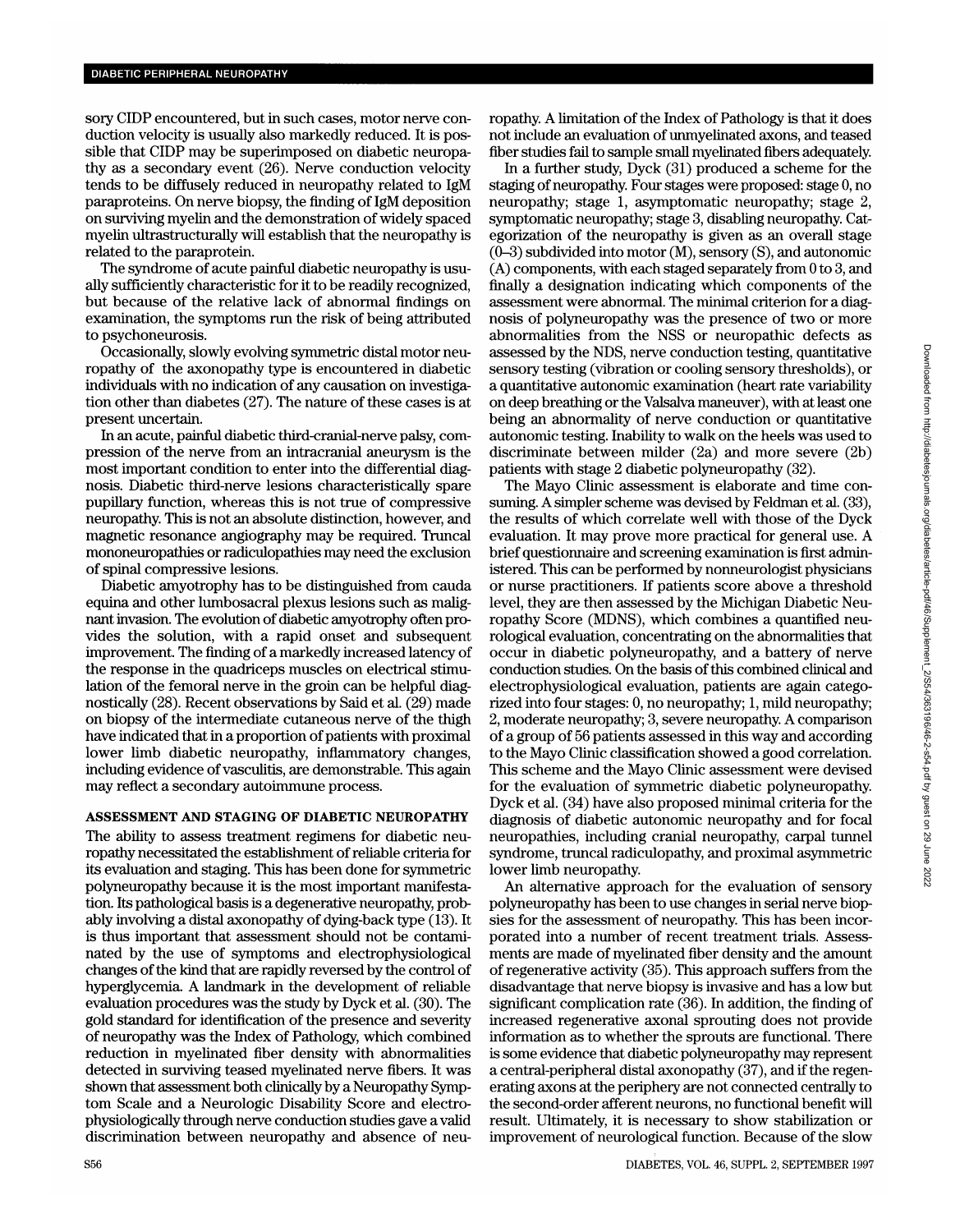sory CIDP encountered, but in such cases, motor nerve conduction velocity is usually also markedly reduced. It is possible that CIDP may be superimposed on diabetic neuropathy as a secondary event (26). Nerve conduction velocity tends to be diffusely reduced in neuropathy related to IgM paraproteins. On nerve biopsy, the finding of IgM deposition on surviving myelin and the demonstration of widely spaced myelin ultrastructurally will establish that the neuropathy is related to the paraprotein.

The syndrome of acute painful diabetic neuropathy is usually sufficiently characteristic for it to be readily recognized, but because of the relative lack of abnormal findings on examination, the symptoms run the risk of being attributed to psychoneurosis.

Occasionally, slowly evolving symmetric distal motor neuropathy of the axonopathy type is encountered in diabetic individuals with no indication of any causation on investigation other than diabetes (27). The nature of these cases is at present uncertain.

In an acute, painful diabetic third-cranial-nerve palsy, compression of the nerve from an intracranial aneurysm is the most important condition to enter into the differential diagnosis. Diabetic third-nerve lesions characteristically spare pupillary function, whereas this is not true of compressive neuropathy. This is not an absolute distinction, however, and magnetic resonance angiography may be required. Truncal mononeuropathies or radiculopathies may need the exclusion of spinal compressive lesions.

Diabetic amyotrophy has to be distinguished from cauda equina and other lumbosacral plexus lesions such as malignant invasion. The evolution of diabetic amyotrophy often provides the solution, with a rapid onset and subsequent improvement. The finding of a markedly increased latency of the response in the quadriceps muscles on electrical stimulation of the femoral nerve in the groin can be helpful diagnostically (28). Recent observations by Said et al. (29) made on biopsy of the intermediate cutaneous nerve of the thigh have indicated that in a proportion of patients with proximal lower limb diabetic neuropathy, inflammatory changes, including evidence of vasculitis, are demonstrable. This again may reflect a secondary autoimmune process.

## ASSESSMENT AND STAGING OF DIABETIC NEUROPATHY

The ability to assess treatment regimens for diabetic neuropathy necessitated the establishment of reliable criteria for its evaluation and staging. This has been done for symmetric polyneuropathy because it is the most important manifestation. Its pathological basis is a degenerative neuropathy, probably involving a distal axonopathy of dying-back type (13). It is thus important that assessment should not be contaminated by the use of symptoms and electrophysiological changes of the kind that are rapidly reversed by the control of hyperglycemia. A landmark in the development of reliable evaluation procedures was the study by Dyck et al. (30). The gold standard for identification of the presence and severity of neuropathy was the Index of Pathology, which combined reduction in myelinated fiber density with abnormalities detected in surviving teased myelinated nerve fibers. It was shown that assessment both clinically by a Neuropathy Symptom Scale and a Neurologic Disability Score and electrophysiologically through nerve conduction studies gave a valid discrimination between neuropathy and absence of neuropathy. A limitation of the Index of Pathology is that it does not include an evaluation of unmyelinated axons, and teased fiber studies fail to sample small myelinated fibers adequately.

In a further study, Dyck (31) produced a scheme for the staging of neuropathy. Four stages were proposed: stage 0, no neuropathy; stage 1, asymptomatic neuropathy; stage 2, symptomatic neuropathy; stage 3, disabling neuropathy. Categorization of the neuropathy is given as an overall stage (0–3) subdivided into motor (M), sensory (S), and autonomic (A) components, with each staged separately from 0 to 3, and finally a designation indicating which components of the assessment were abnormal. The minimal criterion for a diagnosis of polyneuropathy was the presence of two or more abnormalities from the NSS or neuropathic defects as assessed by the NDS, nerve conduction testing, quantitative sensory testing (vibration or cooling sensory thresholds), or a quantitative autonomic examination (heart rate variability on deep breathing or the Valsalva maneuver), with at least one being an abnormality of nerve conduction or quantitative autonomic testing. Inability to walk on the heels was used to discriminate between milder (2a) and more severe (2b) patients with stage 2 diabetic polyneuropathy (32).

The Mayo Clinic assessment is elaborate and time consuming. A simpler scheme was devised by Feldman et al. (33), the results of which correlate well with those of the Dyck evaluation. It may prove more practical for general use. A brief questionnaire and screening examination is first administered. This can be performed by nonneurologist physicians or nurse practitioners. If patients score above a threshold level, they are then assessed by the Michigan Diabetic Neuropathy Score (MDNS), which combines a quantified neurological evaluation, concentrating on the abnormalities that occur in diabetic polyneuropathy, and a battery of nerve conduction studies. On the basis of this combined clinical and electrophysiological evaluation, patients are again categorized into four stages: 0, no neuropathy; 1, mild neuropathy; 2, moderate neuropathy; 3, severe neuropathy. A comparison of a group of 56 patients assessed in this way and according to the Mayo Clinic classification showed a good correlation. This scheme and the Mayo Clinic assessment were devised for the evaluation of symmetric diabetic polyneuropathy. Dyck et al. (34) have also proposed minimal criteria for the diagnosis of diabetic autonomic neuropathy and for focal neuropathies, including cranial neuropathy, carpal tunnel syndrome, truncal radiculopathy, and proximal asymmetric lower limb neuropathy.

An alternative approach for the evaluation of sensory polyneuropathy has been to use changes in serial nerve biopsies for the assessment of neuropathy. This has been incorporated into a number of recent treatment trials. Assessments are made of myelinated fiber density and the amount of regenerative activity (35). This approach suffers from the disadvantage that nerve biopsy is invasive and has a low but significant complication rate (36). In addition, the finding of increased regenerative axonal sprouting does not provide information as to whether the sprouts are functional. There is some evidence that diabetic polyneuropathy may represent a central-peripheral distal axonopathy (37), and if the regenerating axons at the periphery are not connected centrally to the second-order afferent neurons, no functional benefit will result. Ultimately, it is necessary to show stabilization or improvement of neurological function. Because of the slow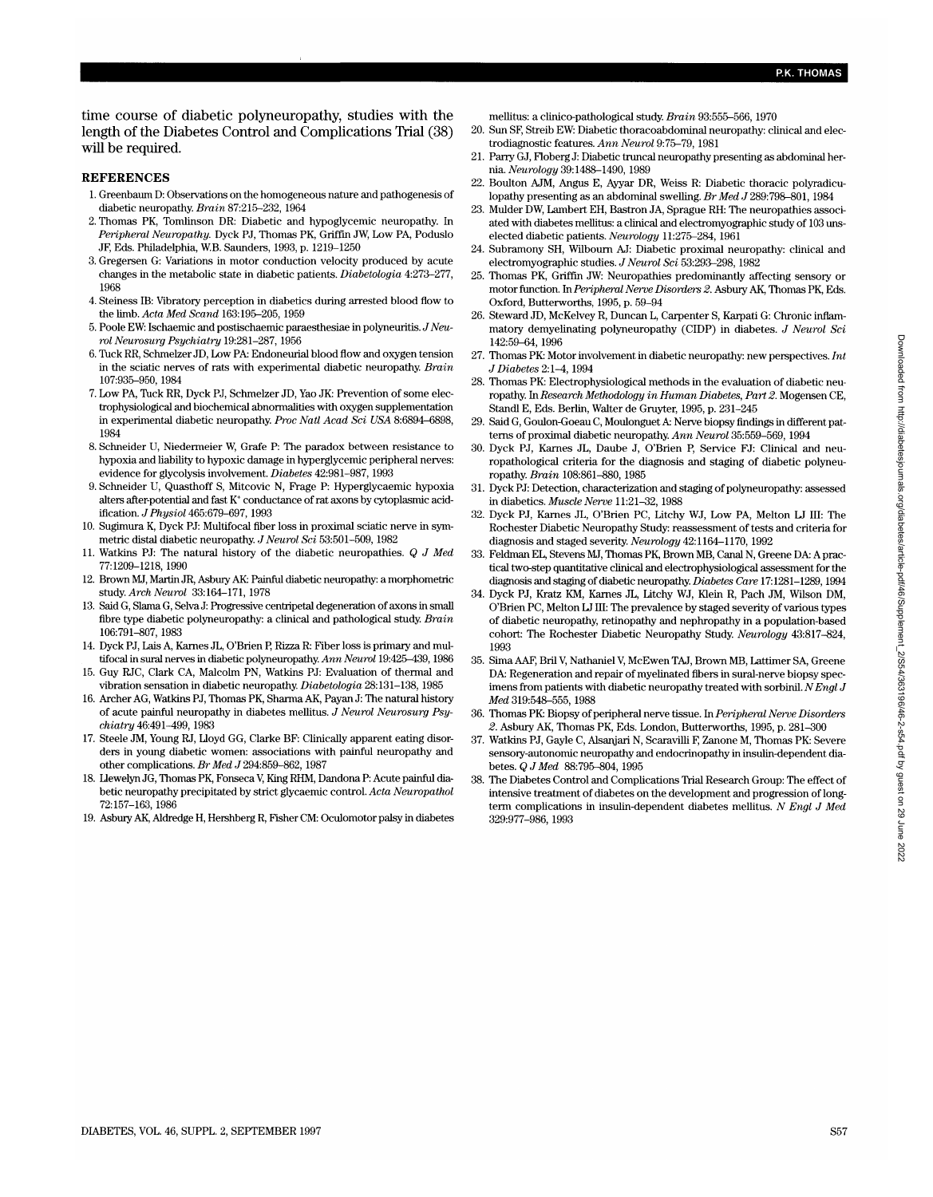time course of diabetic polyneuropathy, studies with the length of the Diabetes Control and Complications Trial (38) will be required.

## REFERENCES

1. Greenbaum D: Observations on the homogeneous nature and pathogenesis of diabetic neuropathy. *Brain* 87:215–232, 1964
2. Thomas PK, Tomlinson DR: Diabetic and hypoglycemic neuropathy. In *Peripheral Neuropathy.* Dyck PJ, Thomas PK, Griffin JW, Low PA, Poduslo JF, Eds. Philadelphia, W.B. Saunders, 1993, p. 1219–1250
3. Gregersen G: Variations in motor conduction velocity produced by acute changes in the metabolic state in diabetic patients. *Diabetologia* 4:273–277, 1968
4. Steiness IB: Vibratory perception in diabetics during arrested blood flow to the limb. *Acta Med Scand* 163:195–205, 1959
5. Poole EW: Ischaemic and postischaemic paraesthesiae in polyneuritis. *J Neurol Neurosurg Psychiatry* 19:281–287, 1956
6. Tuck RR, Schmelzer JD, Low PA: Endoneurial blood flow and oxygen tension in the sciatic nerves of rats with experimental diabetic neuropathy. *Brain* 107:935–950, 1984
7. Low PA, Tuck RR, Dyck PJ, Schmelzer JD, Yao JK: Prevention of some electrophysiological and biochemical abnormalities with oxygen supplementation in experimental diabetic neuropathy. *Proc Natl Acad Sci USA* 8:6894–6898, 1984
8. Schneider U, Niedermeier W, Grafe P: The paradox between resistance to hypoxia and liability to hypoxic damage in hyperglycemic peripheral nerves: evidence for glycolysis involvement. *Diabetes* 42:981–987, 1993
9. Schneider U, Quasthoff S, Mitcovic N, Frage P: Hyperglycaemic hypoxia alters after-potential and fast K+ conductance of rat axons by cytoplasmic acidification. *J Physiol* 465:679–697, 1993
10. Sugimura K, Dyck PJ: Multifocal fiber loss in proximal sciatic nerve in symmetric distal diabetic neuropathy. *J Neurol Sci* 53:501–509, 1982
11. Watkins PJ: The natural history of the diabetic neuropathies. *Q J Med* 77:1209–1218, 1990
12. Brown MJ, Martin JR, Asbury AK: Painful diabetic neuropathy: a morphometric study. *Arch Neurol* 33:164–171, 1978
13. Said G, Slama G, Selva J: Progressive centripetal degeneration of axons in small fibre type diabetic polyneuropathy: a clinical and pathological study. *Brain* 106:791–807, 1983
14. Dyck PJ, Lais A, Karnes JL, O'Brien P, Rizza R: Fiber loss is primary and multifocal in sural nerves in diabetic polyneuropathy. *Ann Neurol* 19:425–439, 1986
15. Guy RJC, Clark CA, Malcolm PN, Watkins PJ: Evaluation of thermal and vibration sensation in diabetic neuropathy. *Diabetologia* 28:131–138, 1985
16. Archer AG, Watkins PJ, Thomas PK, Sharma AK, Payan J: The natural history of acute painful neuropathy in diabetes mellitus. *J Neurol Neurosurg Psychiatry* 46:491–499, 1983
17. Steele JM, Young RJ, Lloyd GG, Clarke BF: Clinically apparent eating disorders in young diabetic women: associations with painful neuropathy and other complications. *Br Med J* 294:859–862, 1987
18. Llewelyn JG, Thomas PK, Fonseca V, King RHM, Dandona P: Acute painful diabetic neuropathy precipitated by strict glycaemic control. *Acta Neuropathol* 72:157–163, 1986
19. Asbury AK, Aldredge H, Hershberg R, Fisher CM: Oculomotor palsy in diabetes mellitus: a clinico-pathological study. *Brain* 93:555–566, 1970
20. Sun SF, Streib EW: Diabetic thoracoabdominal neuropathy: clinical and electrodiagnostic features. *Ann Neurol* 9:75–79, 1981
21. Parry GJ, Floberg J: Diabetic truncal neuropathy presenting as abdominal hernia. *Neurology* 39:1488–1490, 1989
22. Boulton AJM, Angus E, Ayyar DR, Weiss R: Diabetic thoracic polyradiculopathy presenting as an abdominal swelling. *Br Med J* 289:798–801, 1984
23. Mulder DW, Lambert EH, Bastron JA, Sprague RH: The neuropathies associated with diabetes mellitus: a clinical and electromyographic study of 103 unselected diabetic patients. *Neurology* 11:275–284, 1961
24. Subramony SH, Wilbourn AJ: Diabetic proximal neuropathy: clinical and electromyographic studies. *J Neurol Sci* 53:293–298, 1982
25. Thomas PK, Griffin JW: Neuropathies predominantly affecting sensory or motor function. In *Peripheral Nerve Disorders 2.* Asbury AK, Thomas PK, Eds. Oxford, Butterworths, 1995, p. 59–94
26. Steward JD, McKelvey R, Duncan L, Carpenter S, Karpati G: Chronic inflammatory demyelinating polyneuropathy (CIDP) in diabetes. *J Neurol Sci* 142:59–64, 1996
27. Thomas PK: Motor involvement in diabetic neuropathy: new perspectives. *Int J Diabetes* 2:1–4, 1994
28. Thomas PK: Electrophysiological methods in the evaluation of diabetic neuropathy. In *Research Methodology in Human Diabetes, Part 2.* Mogensen CE, Standl E, Eds. Berlin, Walter de Gruyter, 1995, p. 231–245
29. Said G, Goulon-Goeau C, Moulonguet A: Nerve biopsy findings in different patterns of proximal diabetic neuropathy. *Ann Neurol* 35:559–569, 1994
30. Dyck PJ, Karnes JL, Daube J, O'Brien P, Service FJ: Clinical and neuropathological criteria for the diagnosis and staging of diabetic polyneuropathy. *Brain* 108:861–880, 1985
31. Dyck PJ: Detection, characterization and staging of polyneuropathy: assessed in diabetics. *Muscle Nerve* 11:21–32, 1988
32. Dyck PJ, Karnes JL, O'Brien PC, Litchy WJ, Low PA, Melton LJ III: The Rochester Diabetic Neuropathy Study: reassessment of tests and criteria for diagnosis and staged severity. *Neurology* 42:1164–1170, 1992
33. Feldman EL, Stevens MJ, Thomas PK, Brown MB, Canal N, Greene DA: A practical two-step quantitative clinical and electrophysiological assessment for the diagnosis and staging of diabetic neuropathy. *Diabetes Care* 17:1281–1289, 1994
34. Dyck PJ, Kratz KM, Karnes JL, Litchy WJ, Klein R, Pach JM, Wilson DM, O'Brien PC, Melton LJ III: The prevalence by staged severity of various types of diabetic neuropathy, retinopathy and nephropathy in a population-based cohort: The Rochester Diabetic Neuropathy Study. *Neurology* 43:817–824, 1993
35. Sima AAF, Bril V, Nathaniel V, McEwen TAJ, Brown MB, Lattimer SA, Greene DA: Regeneration and repair of myelinated fibers in sural-nerve biopsy specimens from patients with diabetic neuropathy treated with sorbinil. *N Engl J Med* 319:548–555, 1988
36. Thomas PK: Biopsy of peripheral nerve tissue. In *Peripheral Nerve Disorders 2.* Asbury AK, Thomas PK, Eds. London, Butterworths, 1995, p. 281–300
37. Watkins PJ, Gayle C, Alsanjari N, Scaravilli F, Zanone M, Thomas PK: Severe sensory-autonomic neuropathy and endocrinopathy in insulin-dependent diabetes. *Q J Med* 88:795–804, 1995
38. The Diabetes Control and Complications Trial Research Group: The effect of intensive treatment of diabetes on the development and progression of long-term complications in insulin-dependent diabetes mellitus. *N Engl J Med* 329:977–986, 1993